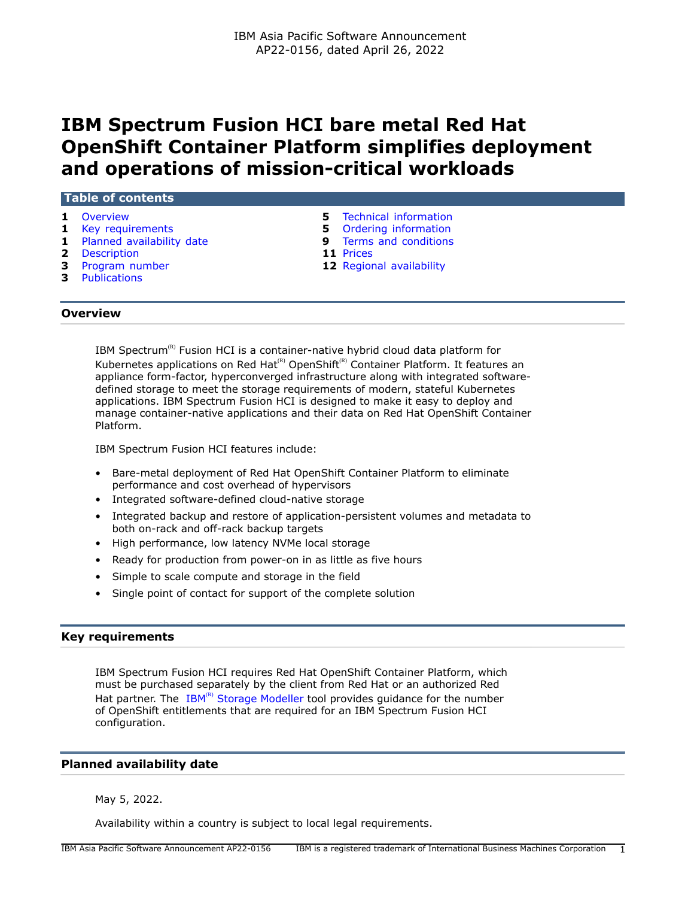IBM Asia Pacific Software Announcement
AP22-0156, dated April 26, 2022

# IBM Spectrum Fusion HCI bare metal Red Hat OpenShift Container Platform simplifies deployment and operations of mission-critical workloads

**Table of contents**

| | | | |
|---|---|---|---|
| **1** | Overview | **5** | Technical information |
| **1** | Key requirements | **5** | Ordering information |
| **1** | Planned availability date | **9** | Terms and conditions |
| **2** | Description | **11** | Prices |
| **3** | Program number | **12** | Regional availability |
| **3** | Publications | | |

## Overview

IBM Spectrum(R) Fusion HCI is a container-native hybrid cloud data platform for Kubernetes applications on Red Hat(R) OpenShift(R) Container Platform. It features an appliance form-factor, hyperconverged infrastructure along with integrated software-defined storage to meet the storage requirements of modern, stateful Kubernetes applications. IBM Spectrum Fusion HCI is designed to make it easy to deploy and manage container-native applications and their data on Red Hat OpenShift Container Platform.

IBM Spectrum Fusion HCI features include:

- Bare-metal deployment of Red Hat OpenShift Container Platform to eliminate performance and cost overhead of hypervisors
- Integrated software-defined cloud-native storage
- Integrated backup and restore of application-persistent volumes and metadata to both on-rack and off-rack backup targets
- High performance, low latency NVMe local storage
- Ready for production from power-on in as little as five hours
- Simple to scale compute and storage in the field
- Single point of contact for support of the complete solution

## Key requirements

IBM Spectrum Fusion HCI requires Red Hat OpenShift Container Platform, which must be purchased separately by the client from Red Hat or an authorized Red Hat partner. The IBM(R) Storage Modeller tool provides guidance for the number of OpenShift entitlements that are required for an IBM Spectrum Fusion HCI configuration.

## Planned availability date

May 5, 2022.

Availability within a country is subject to local legal requirements.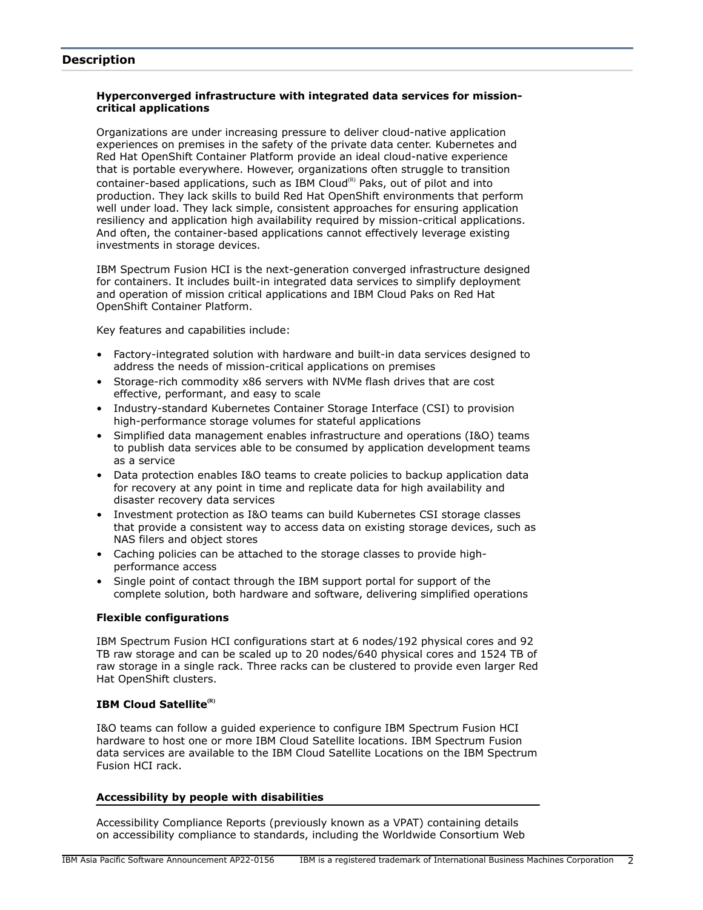## Description

### Hyperconverged infrastructure with integrated data services for mission-critical applications

Organizations are under increasing pressure to deliver cloud-native application experiences on premises in the safety of the private data center. Kubernetes and Red Hat OpenShift Container Platform provide an ideal cloud-native experience that is portable everywhere. However, organizations often struggle to transition container-based applications, such as IBM Cloud(R) Paks, out of pilot and into production. They lack skills to build Red Hat OpenShift environments that perform well under load. They lack simple, consistent approaches for ensuring application resiliency and application high availability required by mission-critical applications. And often, the container-based applications cannot effectively leverage existing investments in storage devices.

IBM Spectrum Fusion HCI is the next-generation converged infrastructure designed for containers. It includes built-in integrated data services to simplify deployment and operation of mission critical applications and IBM Cloud Paks on Red Hat OpenShift Container Platform.

Key features and capabilities include:

- Factory-integrated solution with hardware and built-in data services designed to address the needs of mission-critical applications on premises
- Storage-rich commodity x86 servers with NVMe flash drives that are cost effective, performant, and easy to scale
- Industry-standard Kubernetes Container Storage Interface (CSI) to provision high-performance storage volumes for stateful applications
- Simplified data management enables infrastructure and operations (I&O) teams to publish data services able to be consumed by application development teams as a service
- Data protection enables I&O teams to create policies to backup application data for recovery at any point in time and replicate data for high availability and disaster recovery data services
- Investment protection as I&O teams can build Kubernetes CSI storage classes that provide a consistent way to access data on existing storage devices, such as NAS filers and object stores
- Caching policies can be attached to the storage classes to provide high-performance access
- Single point of contact through the IBM support portal for support of the complete solution, both hardware and software, delivering simplified operations

### Flexible configurations

IBM Spectrum Fusion HCI configurations start at 6 nodes/192 physical cores and 92 TB raw storage and can be scaled up to 20 nodes/640 physical cores and 1524 TB of raw storage in a single rack. Three racks can be clustered to provide even larger Red Hat OpenShift clusters.

### IBM Cloud Satellite(R)

I&O teams can follow a guided experience to configure IBM Spectrum Fusion HCI hardware to host one or more IBM Cloud Satellite locations. IBM Spectrum Fusion data services are available to the IBM Cloud Satellite Locations on the IBM Spectrum Fusion HCI rack.

### Accessibility by people with disabilities

Accessibility Compliance Reports (previously known as a VPAT) containing details on accessibility compliance to standards, including the Worldwide Consortium Web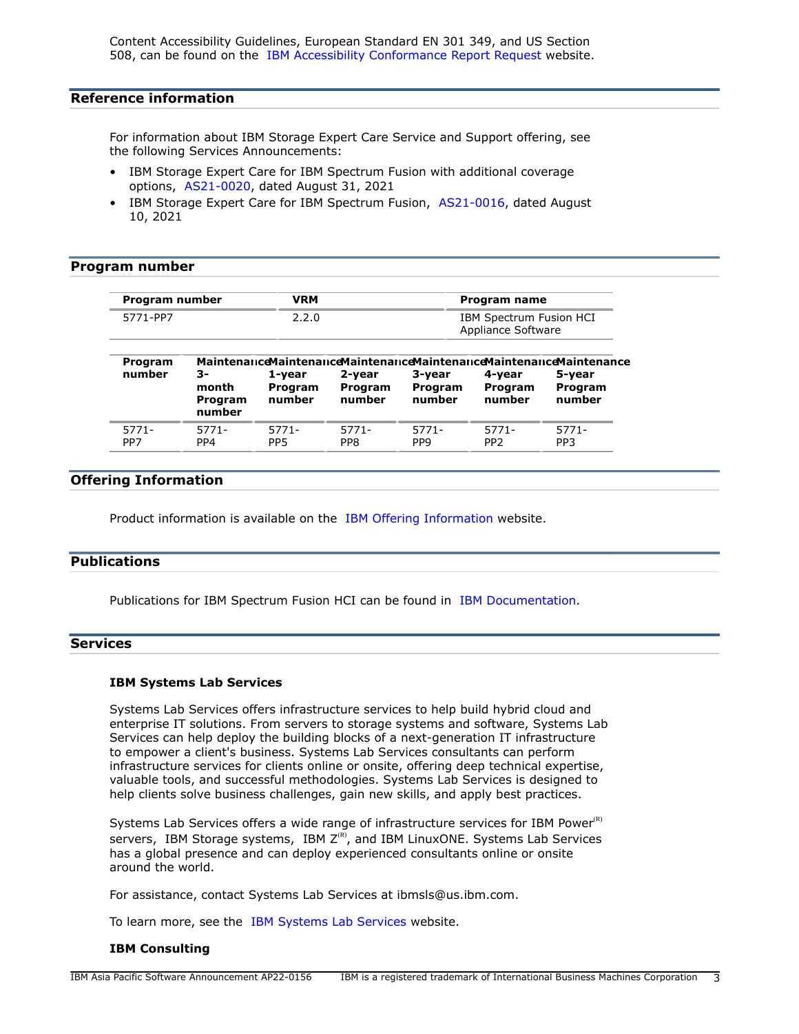Content Accessibility Guidelines, European Standard EN 301 349, and US Section 508, can be found on the IBM Accessibility Conformance Report Request website.

## Reference information

For information about IBM Storage Expert Care Service and Support offering, see the following Services Announcements:

- IBM Storage Expert Care for IBM Spectrum Fusion with additional coverage options, AS21-0020, dated August 31, 2021
- IBM Storage Expert Care for IBM Spectrum Fusion, AS21-0016, dated August 10, 2021

## Program number

| Program number | VRM | Program name |
|---|---|---|
| 5771-PP7 | 2.2.0 | IBM Spectrum Fusion HCI Appliance Software |

| Program number | Maintenance 3-month Program number | Maintenance 1-year Program number | Maintenance 2-year Program number | Maintenance 3-year Program number | Maintenance 4-year Program number | Maintenance 5-year Program number |
|---|---|---|---|---|---|---|
| 5771-PP7 | 5771-PP4 | 5771-PP5 | 5771-PP8 | 5771-PP9 | 5771-PP2 | 5771-PP3 |

## Offering Information

Product information is available on the IBM Offering Information website.

## Publications

Publications for IBM Spectrum Fusion HCI can be found in IBM Documentation.

## Services

### IBM Systems Lab Services

Systems Lab Services offers infrastructure services to help build hybrid cloud and enterprise IT solutions. From servers to storage systems and software, Systems Lab Services can help deploy the building blocks of a next-generation IT infrastructure to empower a client's business. Systems Lab Services consultants can perform infrastructure services for clients online or onsite, offering deep technical expertise, valuable tools, and successful methodologies. Systems Lab Services is designed to help clients solve business challenges, gain new skills, and apply best practices.

Systems Lab Services offers a wide range of infrastructure services for IBM Power(R) servers, IBM Storage systems, IBM Z(R), and IBM LinuxONE. Systems Lab Services has a global presence and can deploy experienced consultants online or onsite around the world.

For assistance, contact Systems Lab Services at ibmsls@us.ibm.com.

To learn more, see the IBM Systems Lab Services website.

### IBM Consulting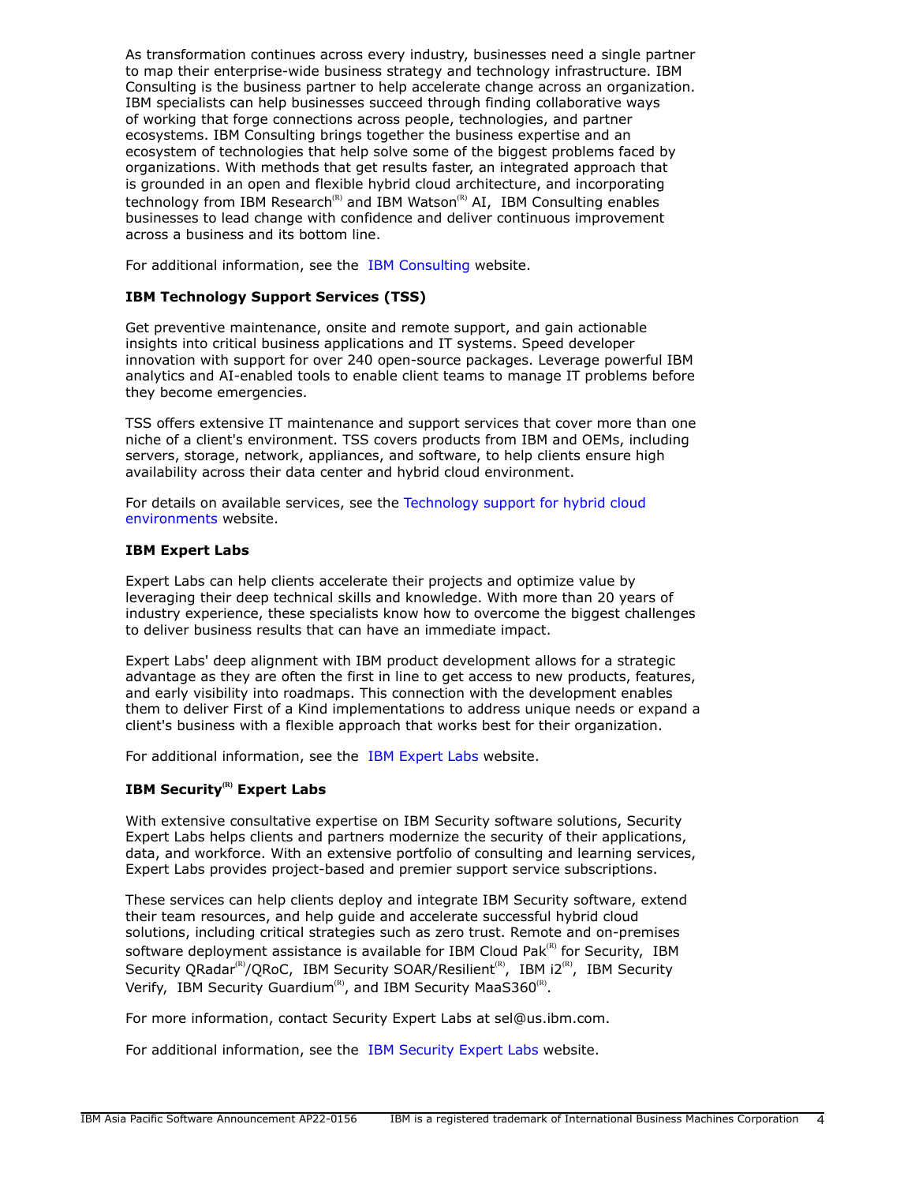As transformation continues across every industry, businesses need a single partner to map their enterprise-wide business strategy and technology infrastructure. IBM Consulting is the business partner to help accelerate change across an organization. IBM specialists can help businesses succeed through finding collaborative ways of working that forge connections across people, technologies, and partner ecosystems. IBM Consulting brings together the business expertise and an ecosystem of technologies that help solve some of the biggest problems faced by organizations. With methods that get results faster, an integrated approach that is grounded in an open and flexible hybrid cloud architecture, and incorporating technology from IBM Research(R) and IBM Watson(R) AI, IBM Consulting enables businesses to lead change with confidence and deliver continuous improvement across a business and its bottom line.

For additional information, see the IBM Consulting website.

### IBM Technology Support Services (TSS)

Get preventive maintenance, onsite and remote support, and gain actionable insights into critical business applications and IT systems. Speed developer innovation with support for over 240 open-source packages. Leverage powerful IBM analytics and AI-enabled tools to enable client teams to manage IT problems before they become emergencies.

TSS offers extensive IT maintenance and support services that cover more than one niche of a client's environment. TSS covers products from IBM and OEMs, including servers, storage, network, appliances, and software, to help clients ensure high availability across their data center and hybrid cloud environment.

For details on available services, see the Technology support for hybrid cloud environments website.

### IBM Expert Labs

Expert Labs can help clients accelerate their projects and optimize value by leveraging their deep technical skills and knowledge. With more than 20 years of industry experience, these specialists know how to overcome the biggest challenges to deliver business results that can have an immediate impact.

Expert Labs' deep alignment with IBM product development allows for a strategic advantage as they are often the first in line to get access to new products, features, and early visibility into roadmaps. This connection with the development enables them to deliver First of a Kind implementations to address unique needs or expand a client's business with a flexible approach that works best for their organization.

For additional information, see the IBM Expert Labs website.

### IBM Security(R) Expert Labs

With extensive consultative expertise on IBM Security software solutions, Security Expert Labs helps clients and partners modernize the security of their applications, data, and workforce. With an extensive portfolio of consulting and learning services, Expert Labs provides project-based and premier support service subscriptions.

These services can help clients deploy and integrate IBM Security software, extend their team resources, and help guide and accelerate successful hybrid cloud solutions, including critical strategies such as zero trust. Remote and on-premises software deployment assistance is available for IBM Cloud Pak(R) for Security, IBM Security QRadar(R)/QRoC, IBM Security SOAR/Resilient(R), IBM i2(R), IBM Security Verify, IBM Security Guardium(R), and IBM Security MaaS360(R).

For more information, contact Security Expert Labs at sel@us.ibm.com.

For additional information, see the IBM Security Expert Labs website.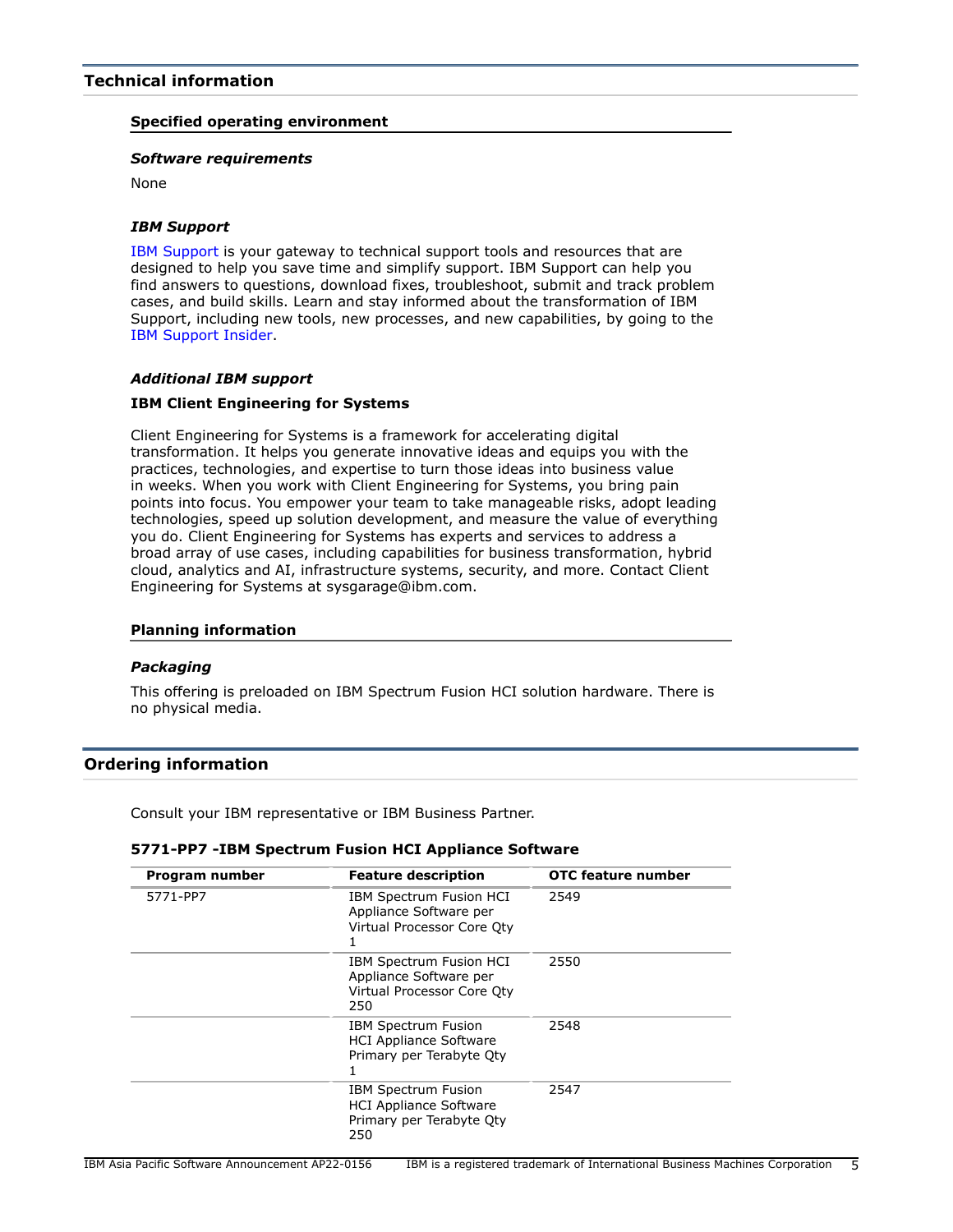## Technical information

### Specified operating environment

#### *Software requirements*

None

#### *IBM Support*

IBM Support is your gateway to technical support tools and resources that are designed to help you save time and simplify support. IBM Support can help you find answers to questions, download fixes, troubleshoot, submit and track problem cases, and build skills. Learn and stay informed about the transformation of IBM Support, including new tools, new processes, and new capabilities, by going to the IBM Support Insider.

#### *Additional IBM support*

**IBM Client Engineering for Systems**

Client Engineering for Systems is a framework for accelerating digital transformation. It helps you generate innovative ideas and equips you with the practices, technologies, and expertise to turn those ideas into business value in weeks. When you work with Client Engineering for Systems, you bring pain points into focus. You empower your team to take manageable risks, adopt leading technologies, speed up solution development, and measure the value of everything you do. Client Engineering for Systems has experts and services to address a broad array of use cases, including capabilities for business transformation, hybrid cloud, analytics and AI, infrastructure systems, security, and more. Contact Client Engineering for Systems at sysgarage@ibm.com.

### Planning information

#### *Packaging*

This offering is preloaded on IBM Spectrum Fusion HCI solution hardware. There is no physical media.

## Ordering information

Consult your IBM representative or IBM Business Partner.

**5771-PP7 -IBM Spectrum Fusion HCI Appliance Software**

| Program number | Feature description | OTC feature number |
|---|---|---|
| 5771-PP7 | IBM Spectrum Fusion HCI Appliance Software per Virtual Processor Core Qty 1 | 2549 |
| | IBM Spectrum Fusion HCI Appliance Software per Virtual Processor Core Qty 250 | 2550 |
| | IBM Spectrum Fusion HCI Appliance Software Primary per Terabyte Qty 1 | 2548 |
| | IBM Spectrum Fusion HCI Appliance Software Primary per Terabyte Qty 250 | 2547 |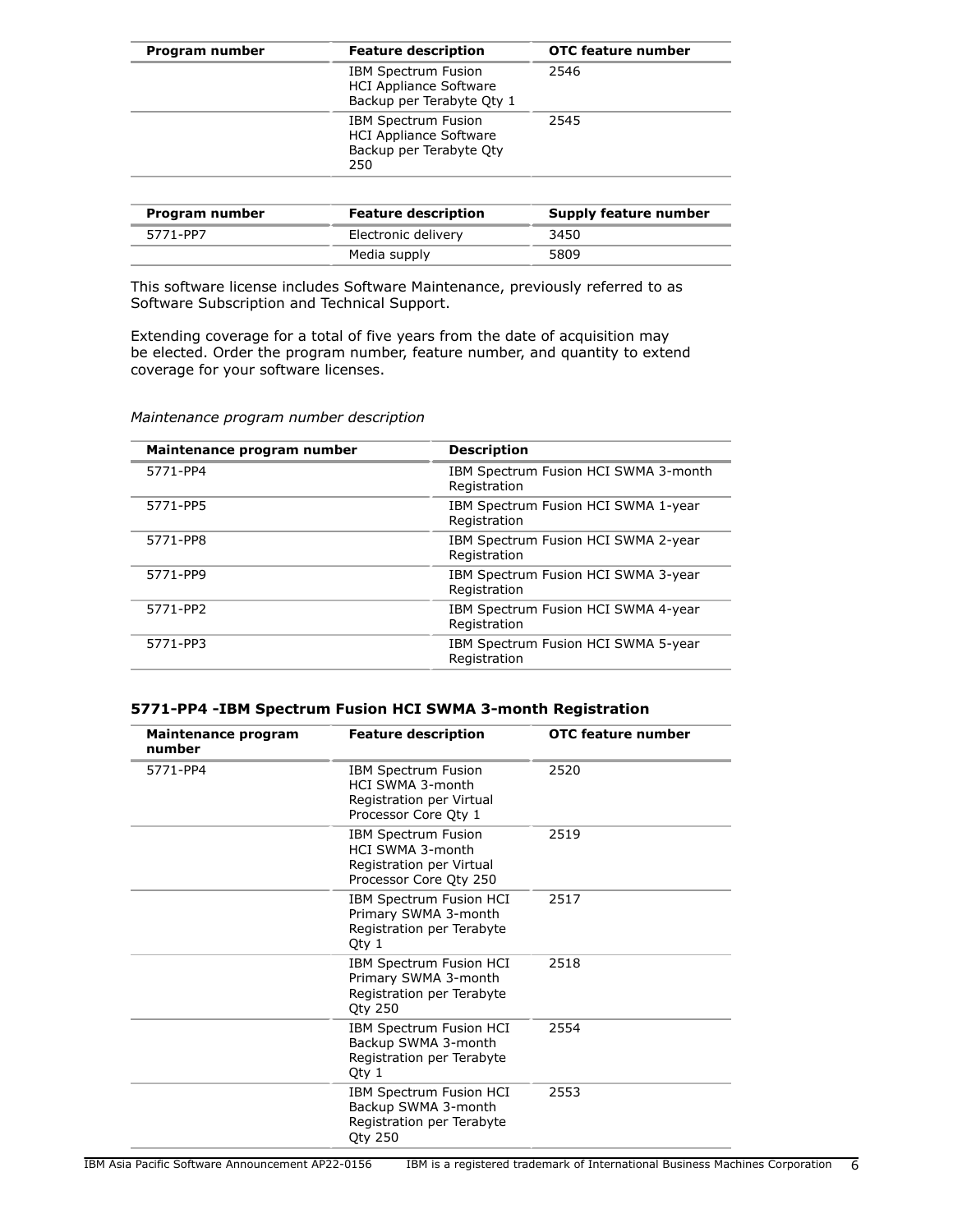| Program number | Feature description | OTC feature number |
|---|---|---|
| | IBM Spectrum Fusion HCI Appliance Software Backup per Terabyte Qty 1 | 2546 |
| | IBM Spectrum Fusion HCI Appliance Software Backup per Terabyte Qty 250 | 2545 |

| Program number | Feature description | Supply feature number |
|---|---|---|
| 5771-PP7 | Electronic delivery | 3450 |
| | Media supply | 5809 |

This software license includes Software Maintenance, previously referred to as Software Subscription and Technical Support.

Extending coverage for a total of five years from the date of acquisition may be elected. Order the program number, feature number, and quantity to extend coverage for your software licenses.

*Maintenance program number description*

| Maintenance program number | Description |
|---|---|
| 5771-PP4 | IBM Spectrum Fusion HCI SWMA 3-month Registration |
| 5771-PP5 | IBM Spectrum Fusion HCI SWMA 1-year Registration |
| 5771-PP8 | IBM Spectrum Fusion HCI SWMA 2-year Registration |
| 5771-PP9 | IBM Spectrum Fusion HCI SWMA 3-year Registration |
| 5771-PP2 | IBM Spectrum Fusion HCI SWMA 4-year Registration |
| 5771-PP3 | IBM Spectrum Fusion HCI SWMA 5-year Registration |

### 5771-PP4 -IBM Spectrum Fusion HCI SWMA 3-month Registration

| Maintenance program number | Feature description | OTC feature number |
|---|---|---|
| 5771-PP4 | IBM Spectrum Fusion HCI SWMA 3-month Registration per Virtual Processor Core Qty 1 | 2520 |
| | IBM Spectrum Fusion HCI SWMA 3-month Registration per Virtual Processor Core Qty 250 | 2519 |
| | IBM Spectrum Fusion HCI Primary SWMA 3-month Registration per Terabyte Qty 1 | 2517 |
| | IBM Spectrum Fusion HCI Primary SWMA 3-month Registration per Terabyte Qty 250 | 2518 |
| | IBM Spectrum Fusion HCI Backup SWMA 3-month Registration per Terabyte Qty 1 | 2554 |
| | IBM Spectrum Fusion HCI Backup SWMA 3-month Registration per Terabyte Qty 250 | 2553 |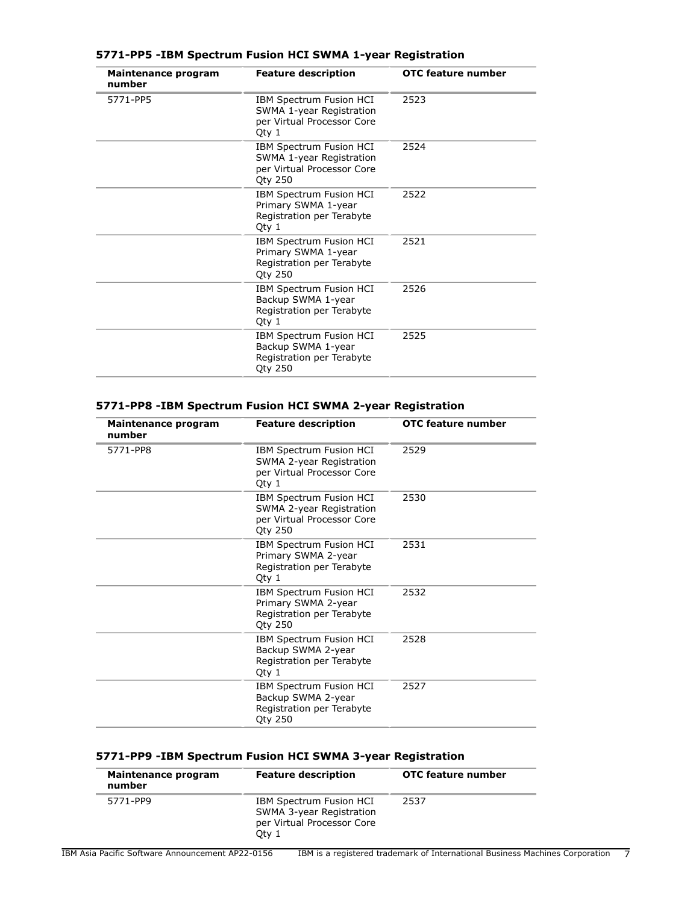### 5771-PP5 -IBM Spectrum Fusion HCI SWMA 1-year Registration

| Maintenance program number | Feature description | OTC feature number |
| --- | --- | --- |
| 5771-PP5 | IBM Spectrum Fusion HCI SWMA 1-year Registration per Virtual Processor Core Qty 1 | 2523 |
| | IBM Spectrum Fusion HCI SWMA 1-year Registration per Virtual Processor Core Qty 250 | 2524 |
| | IBM Spectrum Fusion HCI Primary SWMA 1-year Registration per Terabyte Qty 1 | 2522 |
| | IBM Spectrum Fusion HCI Primary SWMA 1-year Registration per Terabyte Qty 250 | 2521 |
| | IBM Spectrum Fusion HCI Backup SWMA 1-year Registration per Terabyte Qty 1 | 2526 |
| | IBM Spectrum Fusion HCI Backup SWMA 1-year Registration per Terabyte Qty 250 | 2525 |

### 5771-PP8 -IBM Spectrum Fusion HCI SWMA 2-year Registration

| Maintenance program number | Feature description | OTC feature number |
| --- | --- | --- |
| 5771-PP8 | IBM Spectrum Fusion HCI SWMA 2-year Registration per Virtual Processor Core Qty 1 | 2529 |
| | IBM Spectrum Fusion HCI SWMA 2-year Registration per Virtual Processor Core Qty 250 | 2530 |
| | IBM Spectrum Fusion HCI Primary SWMA 2-year Registration per Terabyte Qty 1 | 2531 |
| | IBM Spectrum Fusion HCI Primary SWMA 2-year Registration per Terabyte Qty 250 | 2532 |
| | IBM Spectrum Fusion HCI Backup SWMA 2-year Registration per Terabyte Qty 1 | 2528 |
| | IBM Spectrum Fusion HCI Backup SWMA 2-year Registration per Terabyte Qty 250 | 2527 |

### 5771-PP9 -IBM Spectrum Fusion HCI SWMA 3-year Registration

| Maintenance program number | Feature description | OTC feature number |
| --- | --- | --- |
| 5771-PP9 | IBM Spectrum Fusion HCI SWMA 3-year Registration per Virtual Processor Core Qty 1 | 2537 |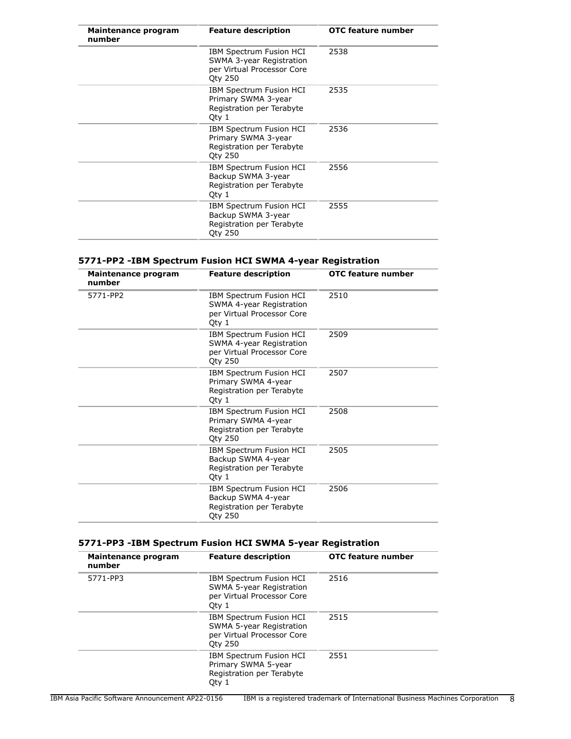| Maintenance program number | Feature description | OTC feature number |
|---|---|---|
| | IBM Spectrum Fusion HCI SWMA 3-year Registration per Virtual Processor Core Qty 250 | 2538 |
| | IBM Spectrum Fusion HCI Primary SWMA 3-year Registration per Terabyte Qty 1 | 2535 |
| | IBM Spectrum Fusion HCI Primary SWMA 3-year Registration per Terabyte Qty 250 | 2536 |
| | IBM Spectrum Fusion HCI Backup SWMA 3-year Registration per Terabyte Qty 1 | 2556 |
| | IBM Spectrum Fusion HCI Backup SWMA 3-year Registration per Terabyte Qty 250 | 2555 |

## 5771-PP2 -IBM Spectrum Fusion HCI SWMA 4-year Registration

| Maintenance program number | Feature description | OTC feature number |
|---|---|---|
| 5771-PP2 | IBM Spectrum Fusion HCI SWMA 4-year Registration per Virtual Processor Core Qty 1 | 2510 |
| | IBM Spectrum Fusion HCI SWMA 4-year Registration per Virtual Processor Core Qty 250 | 2509 |
| | IBM Spectrum Fusion HCI Primary SWMA 4-year Registration per Terabyte Qty 1 | 2507 |
| | IBM Spectrum Fusion HCI Primary SWMA 4-year Registration per Terabyte Qty 250 | 2508 |
| | IBM Spectrum Fusion HCI Backup SWMA 4-year Registration per Terabyte Qty 1 | 2505 |
| | IBM Spectrum Fusion HCI Backup SWMA 4-year Registration per Terabyte Qty 250 | 2506 |

## 5771-PP3 -IBM Spectrum Fusion HCI SWMA 5-year Registration

| Maintenance program number | Feature description | OTC feature number |
|---|---|---|
| 5771-PP3 | IBM Spectrum Fusion HCI SWMA 5-year Registration per Virtual Processor Core Qty 1 | 2516 |
| | IBM Spectrum Fusion HCI SWMA 5-year Registration per Virtual Processor Core Qty 250 | 2515 |
| | IBM Spectrum Fusion HCI Primary SWMA 5-year Registration per Terabyte Qty 1 | 2551 |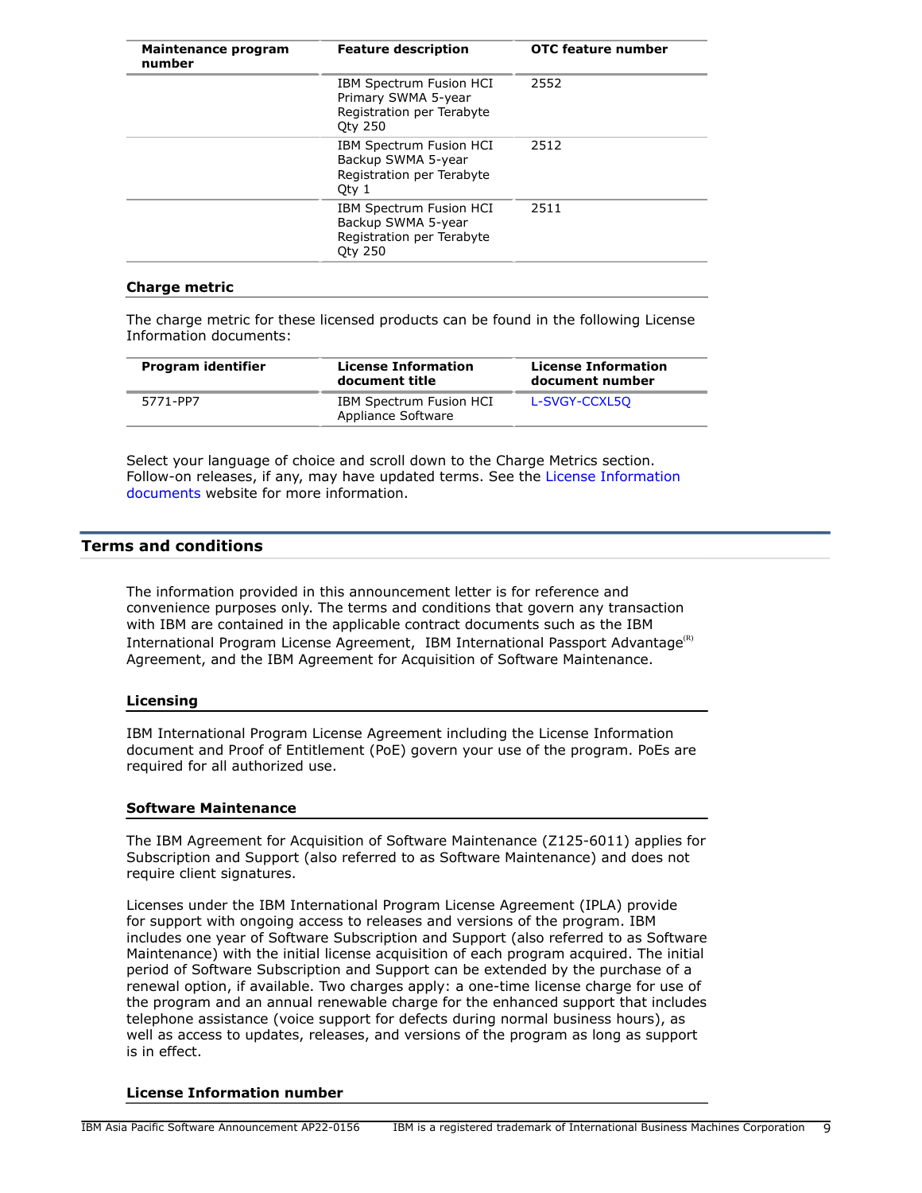| Maintenance program number | Feature description | OTC feature number |
|---|---|---|
| | IBM Spectrum Fusion HCI Primary SWMA 5-year Registration per Terabyte Qty 250 | 2552 |
| | IBM Spectrum Fusion HCI Backup SWMA 5-year Registration per Terabyte Qty 1 | 2512 |
| | IBM Spectrum Fusion HCI Backup SWMA 5-year Registration per Terabyte Qty 250 | 2511 |

### Charge metric

The charge metric for these licensed products can be found in the following License Information documents:

| Program identifier | License Information document title | License Information document number |
|---|---|---|
| 5771-PP7 | IBM Spectrum Fusion HCI Appliance Software | L-SVGY-CCXL5Q |

Select your language of choice and scroll down to the Charge Metrics section. Follow-on releases, if any, may have updated terms. See the License Information documents website for more information.

## Terms and conditions

The information provided in this announcement letter is for reference and convenience purposes only. The terms and conditions that govern any transaction with IBM are contained in the applicable contract documents such as the IBM International Program License Agreement, IBM International Passport Advantage(R) Agreement, and the IBM Agreement for Acquisition of Software Maintenance.

### Licensing

IBM International Program License Agreement including the License Information document and Proof of Entitlement (PoE) govern your use of the program. PoEs are required for all authorized use.

### Software Maintenance

The IBM Agreement for Acquisition of Software Maintenance (Z125-6011) applies for Subscription and Support (also referred to as Software Maintenance) and does not require client signatures.

Licenses under the IBM International Program License Agreement (IPLA) provide for support with ongoing access to releases and versions of the program. IBM includes one year of Software Subscription and Support (also referred to as Software Maintenance) with the initial license acquisition of each program acquired. The initial period of Software Subscription and Support can be extended by the purchase of a renewal option, if available. Two charges apply: a one-time license charge for use of the program and an annual renewable charge for the enhanced support that includes telephone assistance (voice support for defects during normal business hours), as well as access to updates, releases, and versions of the program as long as support is in effect.

### License Information number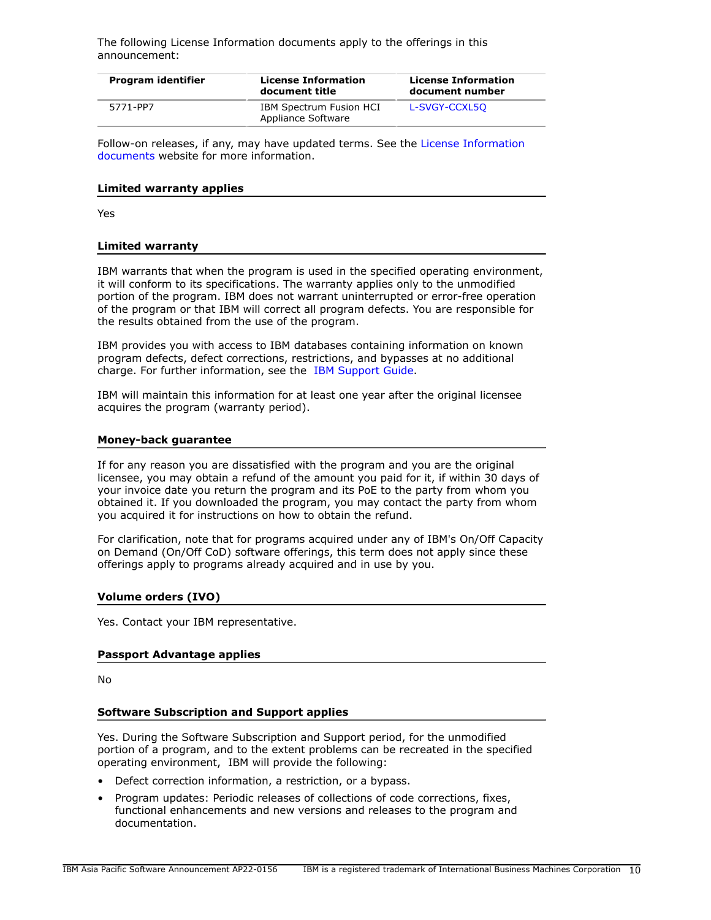The following License Information documents apply to the offerings in this announcement:

| Program identifier | License Information document title | License Information document number |
|---|---|---|
| 5771-PP7 | IBM Spectrum Fusion HCI Appliance Software | L-SVGY-CCXL5Q |

Follow-on releases, if any, may have updated terms. See the License Information documents website for more information.

## Limited warranty applies

Yes

## Limited warranty

IBM warrants that when the program is used in the specified operating environment, it will conform to its specifications. The warranty applies only to the unmodified portion of the program. IBM does not warrant uninterrupted or error-free operation of the program or that IBM will correct all program defects. You are responsible for the results obtained from the use of the program.

IBM provides you with access to IBM databases containing information on known program defects, defect corrections, restrictions, and bypasses at no additional charge. For further information, see the IBM Support Guide.

IBM will maintain this information for at least one year after the original licensee acquires the program (warranty period).

## Money-back guarantee

If for any reason you are dissatisfied with the program and you are the original licensee, you may obtain a refund of the amount you paid for it, if within 30 days of your invoice date you return the program and its PoE to the party from whom you obtained it. If you downloaded the program, you may contact the party from whom you acquired it for instructions on how to obtain the refund.

For clarification, note that for programs acquired under any of IBM's On/Off Capacity on Demand (On/Off CoD) software offerings, this term does not apply since these offerings apply to programs already acquired and in use by you.

## Volume orders (IVO)

Yes. Contact your IBM representative.

## Passport Advantage applies

No

## Software Subscription and Support applies

Yes. During the Software Subscription and Support period, for the unmodified portion of a program, and to the extent problems can be recreated in the specified operating environment, IBM will provide the following:

- Defect correction information, a restriction, or a bypass.
- Program updates: Periodic releases of collections of code corrections, fixes, functional enhancements and new versions and releases to the program and documentation.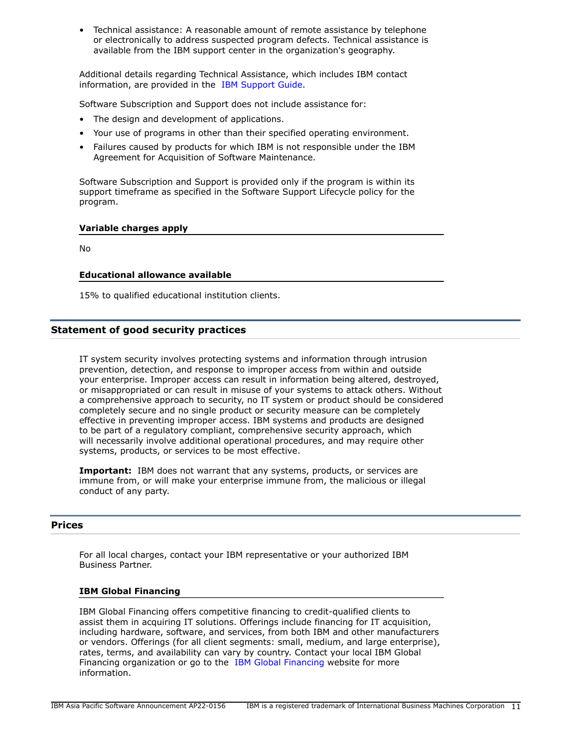- Technical assistance: A reasonable amount of remote assistance by telephone or electronically to address suspected program defects. Technical assistance is available from the IBM support center in the organization's geography.

Additional details regarding Technical Assistance, which includes IBM contact information, are provided in the IBM Support Guide.

Software Subscription and Support does not include assistance for:

- The design and development of applications.
- Your use of programs in other than their specified operating environment.
- Failures caused by products for which IBM is not responsible under the IBM Agreement for Acquisition of Software Maintenance.

Software Subscription and Support is provided only if the program is within its support timeframe as specified in the Software Support Lifecycle policy for the program.

### Variable charges apply

No

### Educational allowance available

15% to qualified educational institution clients.

## Statement of good security practices

IT system security involves protecting systems and information through intrusion prevention, detection, and response to improper access from within and outside your enterprise. Improper access can result in information being altered, destroyed, or misappropriated or can result in misuse of your systems to attack others. Without a comprehensive approach to security, no IT system or product should be considered completely secure and no single product or security measure can be completely effective in preventing improper access. IBM systems and products are designed to be part of a regulatory compliant, comprehensive security approach, which will necessarily involve additional operational procedures, and may require other systems, products, or services to be most effective.

**Important:** IBM does not warrant that any systems, products, or services are immune from, or will make your enterprise immune from, the malicious or illegal conduct of any party.

## Prices

For all local charges, contact your IBM representative or your authorized IBM Business Partner.

### IBM Global Financing

IBM Global Financing offers competitive financing to credit-qualified clients to assist them in acquiring IT solutions. Offerings include financing for IT acquisition, including hardware, software, and services, from both IBM and other manufacturers or vendors. Offerings (for all client segments: small, medium, and large enterprise), rates, terms, and availability can vary by country. Contact your local IBM Global Financing organization or go to the IBM Global Financing website for more information.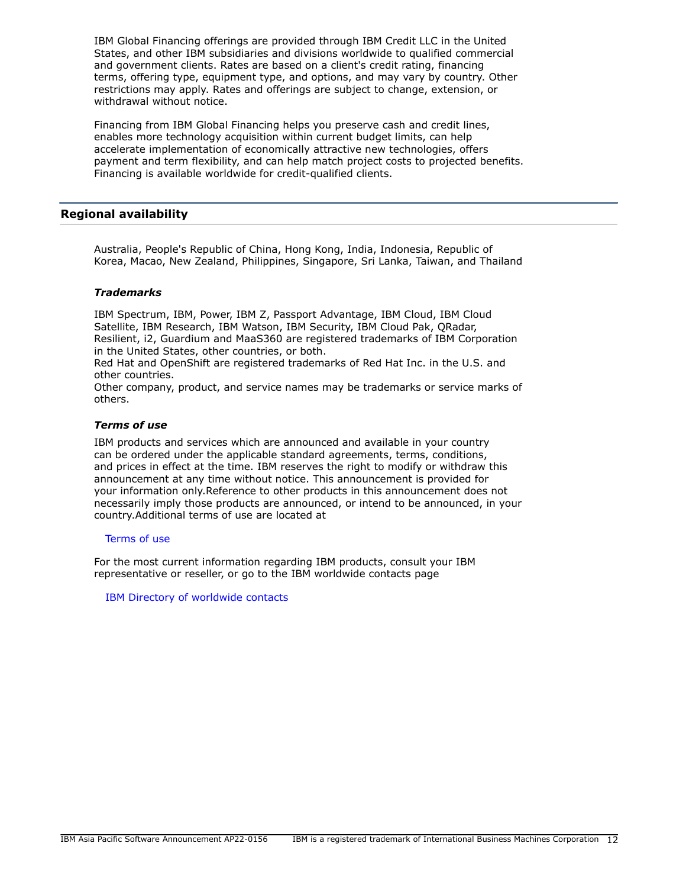IBM Global Financing offerings are provided through IBM Credit LLC in the United States, and other IBM subsidiaries and divisions worldwide to qualified commercial and government clients. Rates are based on a client's credit rating, financing terms, offering type, equipment type, and options, and may vary by country. Other restrictions may apply. Rates and offerings are subject to change, extension, or withdrawal without notice.

Financing from IBM Global Financing helps you preserve cash and credit lines, enables more technology acquisition within current budget limits, can help accelerate implementation of economically attractive new technologies, offers payment and term flexibility, and can help match project costs to projected benefits. Financing is available worldwide for credit-qualified clients.

## Regional availability

Australia, People's Republic of China, Hong Kong, India, Indonesia, Republic of Korea, Macao, New Zealand, Philippines, Singapore, Sri Lanka, Taiwan, and Thailand

***Trademarks***

IBM Spectrum, IBM, Power, IBM Z, Passport Advantage, IBM Cloud, IBM Cloud Satellite, IBM Research, IBM Watson, IBM Security, IBM Cloud Pak, QRadar, Resilient, i2, Guardium and MaaS360 are registered trademarks of IBM Corporation in the United States, other countries, or both.
Red Hat and OpenShift are registered trademarks of Red Hat Inc. in the U.S. and other countries.
Other company, product, and service names may be trademarks or service marks of others.

***Terms of use***

IBM products and services which are announced and available in your country can be ordered under the applicable standard agreements, terms, conditions, and prices in effect at the time. IBM reserves the right to modify or withdraw this announcement at any time without notice. This announcement is provided for your information only.Reference to other products in this announcement does not necessarily imply those products are announced, or intend to be announced, in your country.Additional terms of use are located at

Terms of use

For the most current information regarding IBM products, consult your IBM representative or reseller, or go to the IBM worldwide contacts page

IBM Directory of worldwide contacts